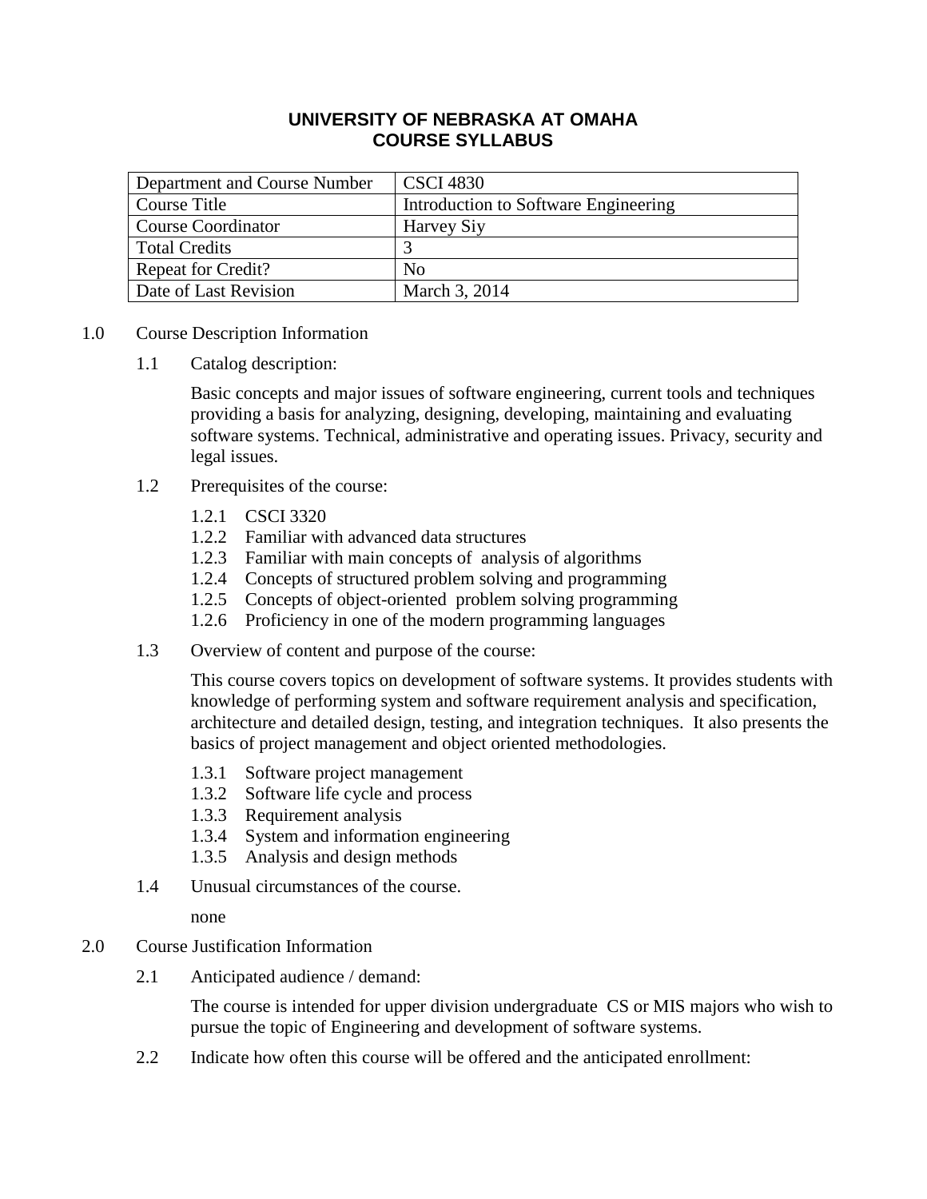# UNIVERSITY OF NEBRASKA AT OMAHA
# COURSE SYLLABUS

| | |
|---|---|
| Department and Course Number | CSCI 4830 |
| Course Title | Introduction to Software Engineering |
| Course Coordinator | Harvey Siy |
| Total Credits | 3 |
| Repeat for Credit? | No |
| Date of Last Revision | March 3, 2014 |

1.0 Course Description Information

1.1 Catalog description:

Basic concepts and major issues of software engineering, current tools and techniques providing a basis for analyzing, designing, developing, maintaining and evaluating software systems. Technical, administrative and operating issues. Privacy, security and legal issues.

1.2 Prerequisites of the course:

1.2.1 CSCI 3320
1.2.2 Familiar with advanced data structures
1.2.3 Familiar with main concepts of analysis of algorithms
1.2.4 Concepts of structured problem solving and programming
1.2.5 Concepts of object-oriented problem solving programming
1.2.6 Proficiency in one of the modern programming languages

1.3 Overview of content and purpose of the course:

This course covers topics on development of software systems. It provides students with knowledge of performing system and software requirement analysis and specification, architecture and detailed design, testing, and integration techniques. It also presents the basics of project management and object oriented methodologies.

1.3.1 Software project management
1.3.2 Software life cycle and process
1.3.3 Requirement analysis
1.3.4 System and information engineering
1.3.5 Analysis and design methods

1.4 Unusual circumstances of the course.

none

2.0 Course Justification Information

2.1 Anticipated audience / demand:

The course is intended for upper division undergraduate CS or MIS majors who wish to pursue the topic of Engineering and development of software systems.

2.2 Indicate how often this course will be offered and the anticipated enrollment: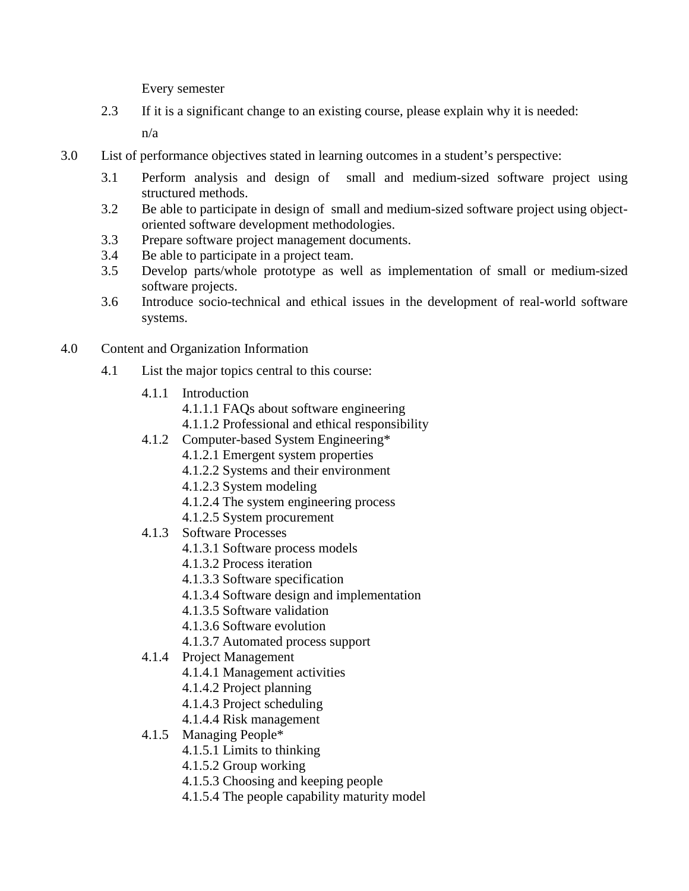Every semester

2.3 If it is a significant change to an existing course, please explain why it is needed:

n/a

3.0 List of performance objectives stated in learning outcomes in a student's perspective:

- 3.1 Perform analysis and design of small and medium-sized software project using structured methods.
- 3.2 Be able to participate in design of small and medium-sized software project using object-oriented software development methodologies.
- 3.3 Prepare software project management documents.
- 3.4 Be able to participate in a project team.
- 3.5 Develop parts/whole prototype as well as implementation of small or medium-sized software projects.
- 3.6 Introduce socio-technical and ethical issues in the development of real-world software systems.

4.0 Content and Organization Information

4.1 List the major topics central to this course:

- 4.1.1 Introduction
  - 4.1.1.1 FAQs about software engineering
  - 4.1.1.2 Professional and ethical responsibility
- 4.1.2 Computer-based System Engineering*
  - 4.1.2.1 Emergent system properties
  - 4.1.2.2 Systems and their environment
  - 4.1.2.3 System modeling
  - 4.1.2.4 The system engineering process
  - 4.1.2.5 System procurement
- 4.1.3 Software Processes
  - 4.1.3.1 Software process models
  - 4.1.3.2 Process iteration
  - 4.1.3.3 Software specification
  - 4.1.3.4 Software design and implementation
  - 4.1.3.5 Software validation
  - 4.1.3.6 Software evolution
  - 4.1.3.7 Automated process support
- 4.1.4 Project Management
  - 4.1.4.1 Management activities
  - 4.1.4.2 Project planning
  - 4.1.4.3 Project scheduling
  - 4.1.4.4 Risk management
- 4.1.5 Managing People*
  - 4.1.5.1 Limits to thinking
  - 4.1.5.2 Group working
  - 4.1.5.3 Choosing and keeping people
  - 4.1.5.4 The people capability maturity model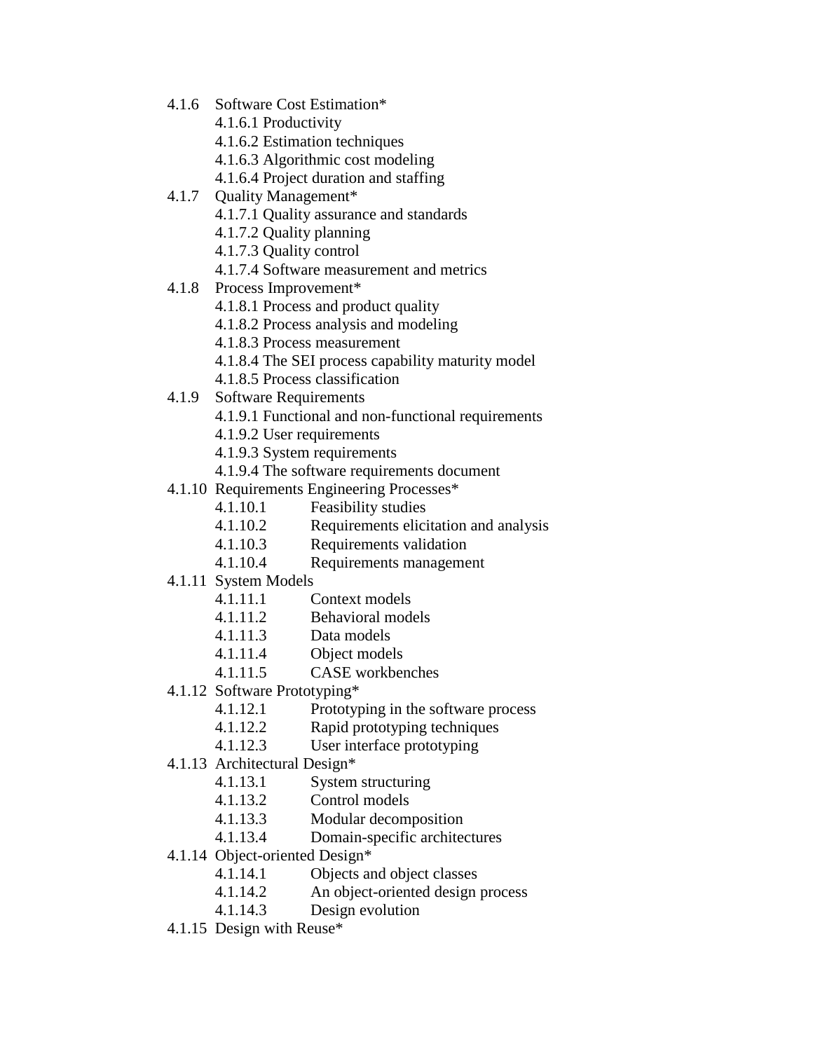- 4.1.6 Software Cost Estimation*
  - 4.1.6.1 Productivity
  - 4.1.6.2 Estimation techniques
  - 4.1.6.3 Algorithmic cost modeling
  - 4.1.6.4 Project duration and staffing
- 4.1.7 Quality Management*
  - 4.1.7.1 Quality assurance and standards
  - 4.1.7.2 Quality planning
  - 4.1.7.3 Quality control
  - 4.1.7.4 Software measurement and metrics
- 4.1.8 Process Improvement*
  - 4.1.8.1 Process and product quality
  - 4.1.8.2 Process analysis and modeling
  - 4.1.8.3 Process measurement
  - 4.1.8.4 The SEI process capability maturity model
  - 4.1.8.5 Process classification
- 4.1.9 Software Requirements
  - 4.1.9.1 Functional and non-functional requirements
  - 4.1.9.2 User requirements
  - 4.1.9.3 System requirements
  - 4.1.9.4 The software requirements document
- 4.1.10 Requirements Engineering Processes*
  - 4.1.10.1 Feasibility studies
  - 4.1.10.2 Requirements elicitation and analysis
  - 4.1.10.3 Requirements validation
  - 4.1.10.4 Requirements management
- 4.1.11 System Models
  - 4.1.11.1 Context models
  - 4.1.11.2 Behavioral models
  - 4.1.11.3 Data models
  - 4.1.11.4 Object models
  - 4.1.11.5 CASE workbenches
- 4.1.12 Software Prototyping*
  - 4.1.12.1 Prototyping in the software process
  - 4.1.12.2 Rapid prototyping techniques
  - 4.1.12.3 User interface prototyping
- 4.1.13 Architectural Design*
  - 4.1.13.1 System structuring
  - 4.1.13.2 Control models
  - 4.1.13.3 Modular decomposition
  - 4.1.13.4 Domain-specific architectures
- 4.1.14 Object-oriented Design*
  - 4.1.14.1 Objects and object classes
  - 4.1.14.2 An object-oriented design process
  - 4.1.14.3 Design evolution
- 4.1.15 Design with Reuse*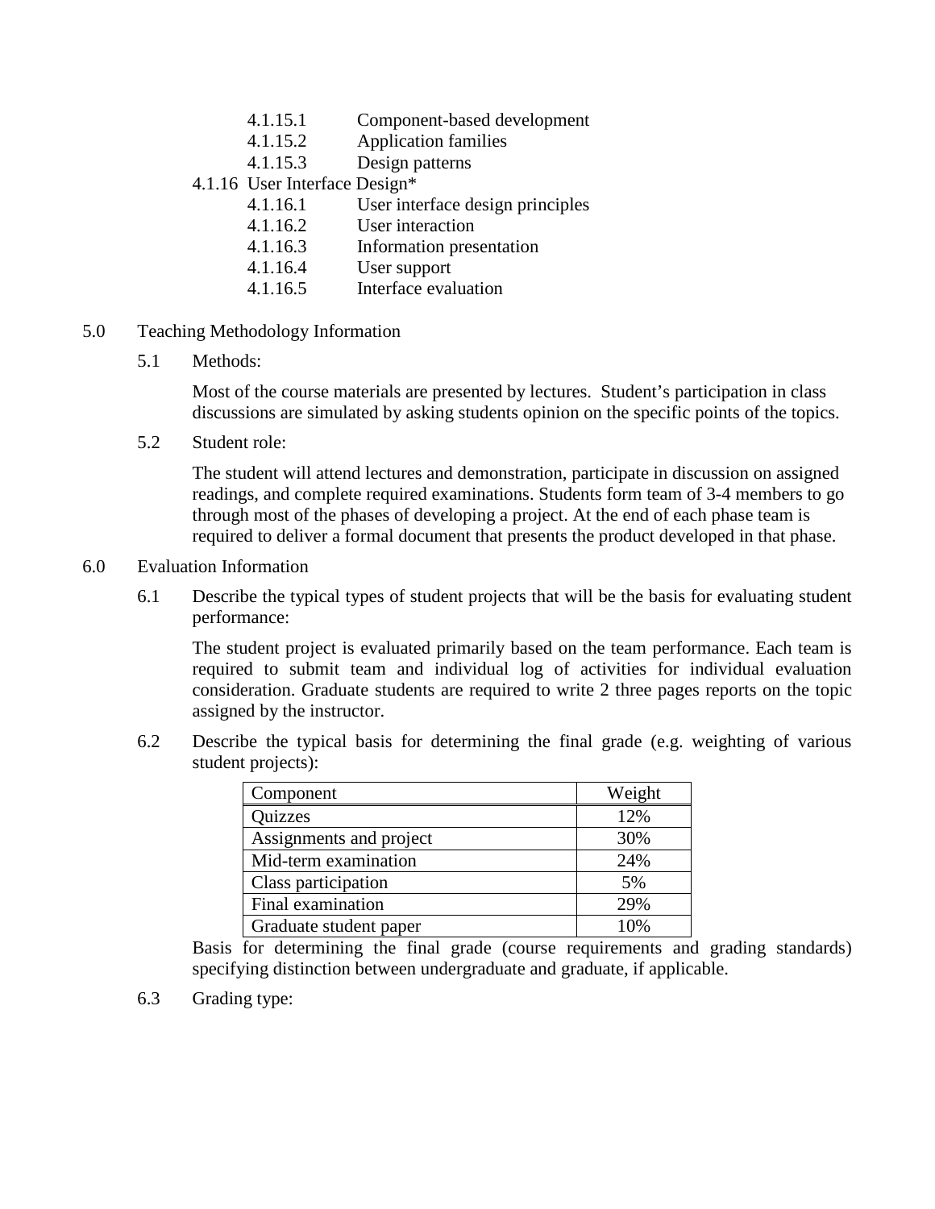- 4.1.15.1 Component-based development
- 4.1.15.2 Application families
- 4.1.15.3 Design patterns

4.1.16 User Interface Design*

- 4.1.16.1 User interface design principles
- 4.1.16.2 User interaction
- 4.1.16.3 Information presentation
- 4.1.16.4 User support
- 4.1.16.5 Interface evaluation

5.0 Teaching Methodology Information

5.1 Methods:

Most of the course materials are presented by lectures. Student's participation in class discussions are simulated by asking students opinion on the specific points of the topics.

5.2 Student role:

The student will attend lectures and demonstration, participate in discussion on assigned readings, and complete required examinations. Students form team of 3-4 members to go through most of the phases of developing a project. At the end of each phase team is required to deliver a formal document that presents the product developed in that phase.

6.0 Evaluation Information

6.1 Describe the typical types of student projects that will be the basis for evaluating student performance:

The student project is evaluated primarily based on the team performance. Each team is required to submit team and individual log of activities for individual evaluation consideration. Graduate students are required to write 2 three pages reports on the topic assigned by the instructor.

6.2 Describe the typical basis for determining the final grade (e.g. weighting of various student projects):

| Component | Weight |
|---|---|
| Quizzes | 12% |
| Assignments and project | 30% |
| Mid-term examination | 24% |
| Class participation | 5% |
| Final examination | 29% |
| Graduate student paper | 10% |

Basis for determining the final grade (course requirements and grading standards) specifying distinction between undergraduate and graduate, if applicable.

6.3 Grading type: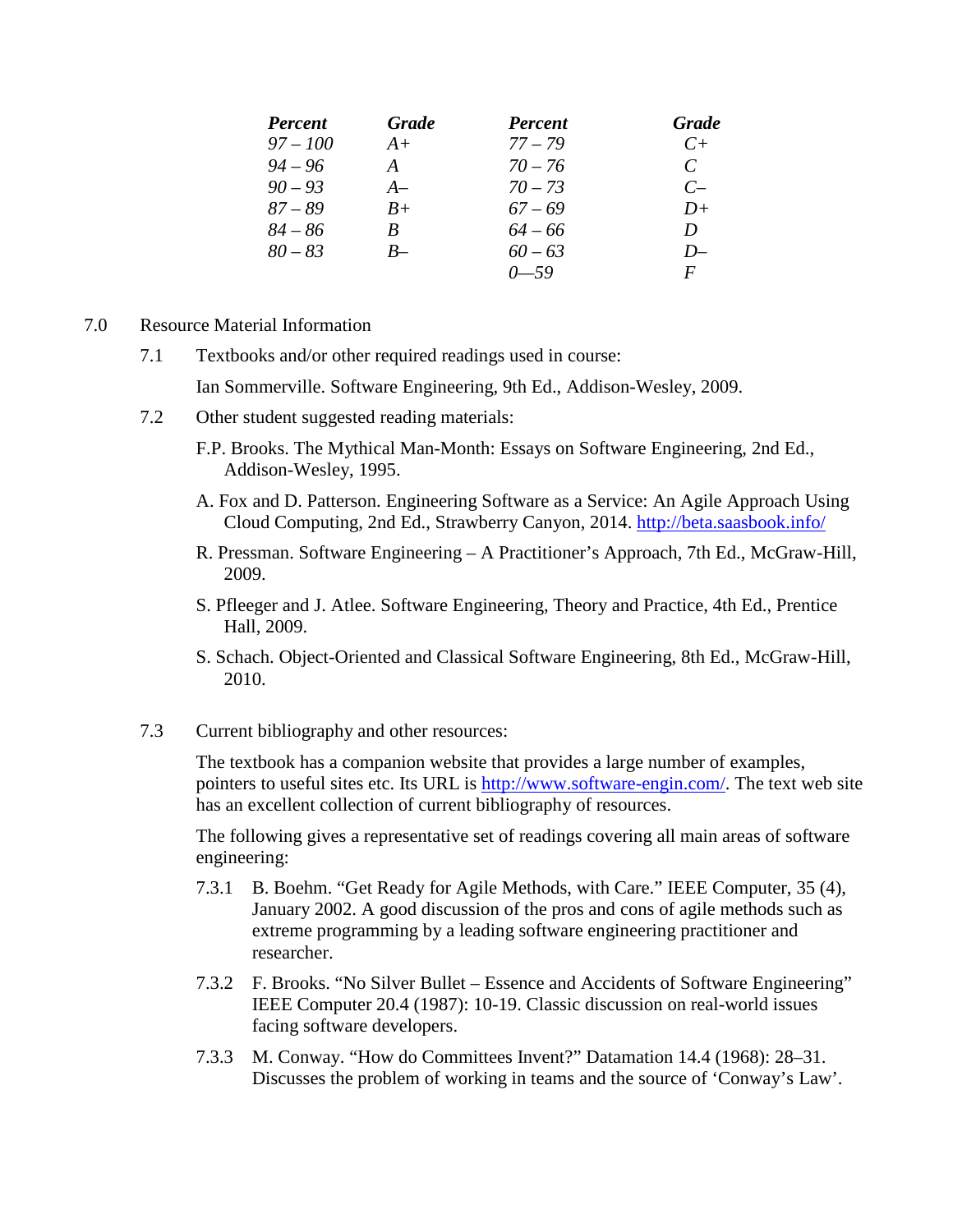| *Percent* | *Grade* | *Percent* | *Grade* |
|---|---|---|---|
| *97 – 100* | *A+* | *77 – 79* | *C+* |
| *94 – 96* | *A* | *70 – 76* | *C* |
| *90 – 93* | *A–* | *70 – 73* | *C–* |
| *87 – 89* | *B+* | *67 – 69* | *D+* |
| *84 – 86* | *B* | *64 – 66* | *D* |
| *80 – 83* | *B–* | *60 – 63* | *D–* |
| | | *0—59* | *F* |

7.0 Resource Material Information

7.1 Textbooks and/or other required readings used in course:

Ian Sommerville. Software Engineering, 9th Ed., Addison-Wesley, 2009.

7.2 Other student suggested reading materials:

F.P. Brooks. The Mythical Man-Month: Essays on Software Engineering, 2nd Ed., Addison-Wesley, 1995.

A. Fox and D. Patterson. Engineering Software as a Service: An Agile Approach Using Cloud Computing, 2nd Ed., Strawberry Canyon, 2014. [http://beta.saasbook.info/](http://beta.saasbook.info/)

R. Pressman. Software Engineering – A Practitioner's Approach, 7th Ed., McGraw-Hill, 2009.

S. Pfleeger and J. Atlee. Software Engineering, Theory and Practice, 4th Ed., Prentice Hall, 2009.

S. Schach. Object-Oriented and Classical Software Engineering, 8th Ed., McGraw-Hill, 2010.

7.3 Current bibliography and other resources:

The textbook has a companion website that provides a large number of examples, pointers to useful sites etc. Its URL is [http://www.software-engin.com/](http://www.software-engin.com/). The text web site has an excellent collection of current bibliography of resources.

The following gives a representative set of readings covering all main areas of software engineering:

7.3.1 B. Boehm. "Get Ready for Agile Methods, with Care." IEEE Computer, 35 (4), January 2002. A good discussion of the pros and cons of agile methods such as extreme programming by a leading software engineering practitioner and researcher.

7.3.2 F. Brooks. "No Silver Bullet – Essence and Accidents of Software Engineering" IEEE Computer 20.4 (1987): 10-19. Classic discussion on real-world issues facing software developers.

7.3.3 M. Conway. "How do Committees Invent?" Datamation 14.4 (1968): 28–31. Discusses the problem of working in teams and the source of 'Conway's Law'.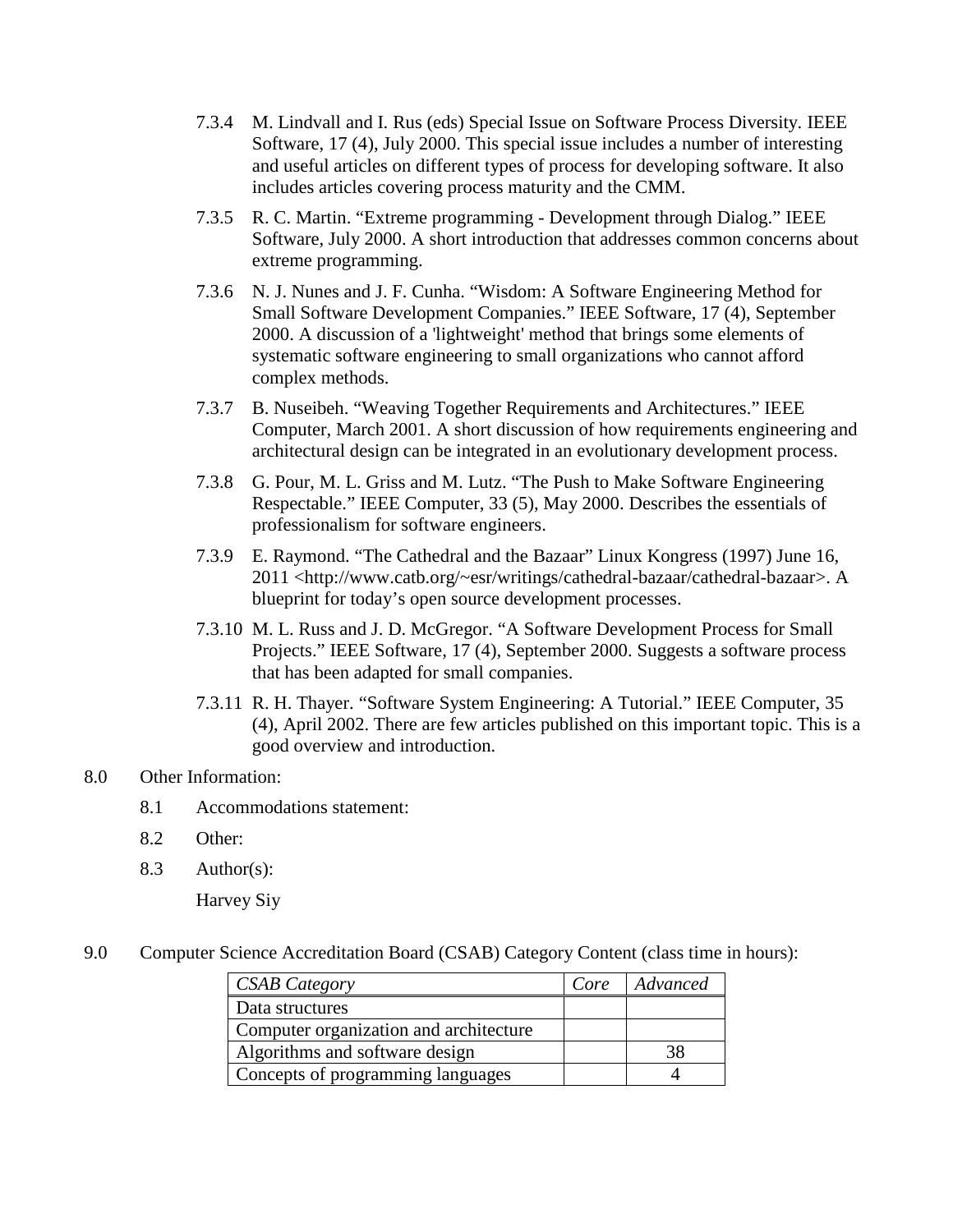7.3.4 M. Lindvall and I. Rus (eds) Special Issue on Software Process Diversity. IEEE Software, 17 (4), July 2000. This special issue includes a number of interesting and useful articles on different types of process for developing software. It also includes articles covering process maturity and the CMM.

7.3.5 R. C. Martin. “Extreme programming - Development through Dialog.” IEEE Software, July 2000. A short introduction that addresses common concerns about extreme programming.

7.3.6 N. J. Nunes and J. F. Cunha. “Wisdom: A Software Engineering Method for Small Software Development Companies.” IEEE Software, 17 (4), September 2000. A discussion of a 'lightweight' method that brings some elements of systematic software engineering to small organizations who cannot afford complex methods.

7.3.7 B. Nuseibeh. “Weaving Together Requirements and Architectures.” IEEE Computer, March 2001. A short discussion of how requirements engineering and architectural design can be integrated in an evolutionary development process.

7.3.8 G. Pour, M. L. Griss and M. Lutz. “The Push to Make Software Engineering Respectable.” IEEE Computer, 33 (5), May 2000. Describes the essentials of professionalism for software engineers.

7.3.9 E. Raymond. “The Cathedral and the Bazaar” Linux Kongress (1997) June 16, 2011 <http://www.catb.org/~esr/writings/cathedral-bazaar/cathedral-bazaar>. A blueprint for today’s open source development processes.

7.3.10 M. L. Russ and J. D. McGregor. “A Software Development Process for Small Projects.” IEEE Software, 17 (4), September 2000. Suggests a software process that has been adapted for small companies.

7.3.11 R. H. Thayer. “Software System Engineering: A Tutorial.” IEEE Computer, 35 (4), April 2002. There are few articles published on this important topic. This is a good overview and introduction.

8.0 Other Information:

8.1 Accommodations statement:

8.2 Other:

8.3 Author(s):

Harvey Siy

9.0 Computer Science Accreditation Board (CSAB) Category Content (class time in hours):

| *CSAB Category* | *Core* | *Advanced* |
|---|---|---|
| Data structures | | |
| Computer organization and architecture | | |
| Algorithms and software design | | 38 |
| Concepts of programming languages | | 4 |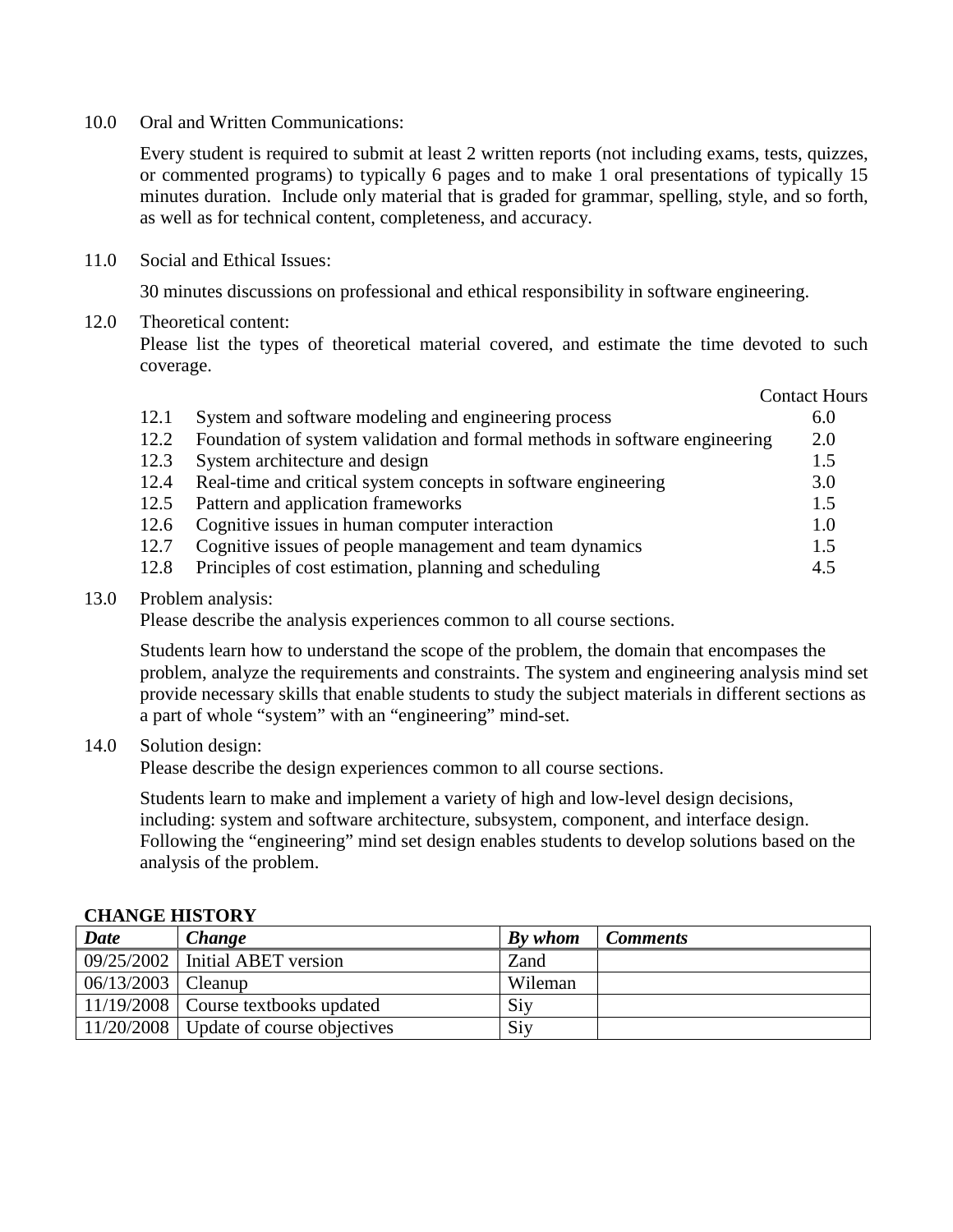10.0 Oral and Written Communications:

Every student is required to submit at least 2 written reports (not including exams, tests, quizzes, or commented programs) to typically 6 pages and to make 1 oral presentations of typically 15 minutes duration. Include only material that is graded for grammar, spelling, style, and so forth, as well as for technical content, completeness, and accuracy.

11.0 Social and Ethical Issues:

30 minutes discussions on professional and ethical responsibility in software engineering.

12.0 Theoretical content:
Please list the types of theoretical material covered, and estimate the time devoted to such coverage.

| | | Contact Hours |
|---|---|---|
| 12.1 | System and software modeling and engineering process | 6.0 |
| 12.2 | Foundation of system validation and formal methods in software engineering | 2.0 |
| 12.3 | System architecture and design | 1.5 |
| 12.4 | Real-time and critical system concepts in software engineering | 3.0 |
| 12.5 | Pattern and application frameworks | 1.5 |
| 12.6 | Cognitive issues in human computer interaction | 1.0 |
| 12.7 | Cognitive issues of people management and team dynamics | 1.5 |
| 12.8 | Principles of cost estimation, planning and scheduling | 4.5 |

13.0 Problem analysis:
Please describe the analysis experiences common to all course sections.

Students learn how to understand the scope of the problem, the domain that encompases the problem, analyze the requirements and constraints. The system and engineering analysis mind set provide necessary skills that enable students to study the subject materials in different sections as a part of whole "system" with an "engineering" mind-set.

14.0 Solution design:
Please describe the design experiences common to all course sections.

Students learn to make and implement a variety of high and low-level design decisions, including: system and software architecture, subsystem, component, and interface design. Following the "engineering" mind set design enables students to develop solutions based on the analysis of the problem.

**CHANGE HISTORY**

| ***Date*** | ***Change*** | ***By whom*** | ***Comments*** |
|---|---|---|---|
| 09/25/2002 | Initial ABET version | Zand | |
| 06/13/2003 | Cleanup | Wileman | |
| 11/19/2008 | Course textbooks updated | Siy | |
| 11/20/2008 | Update of course objectives | Siy | |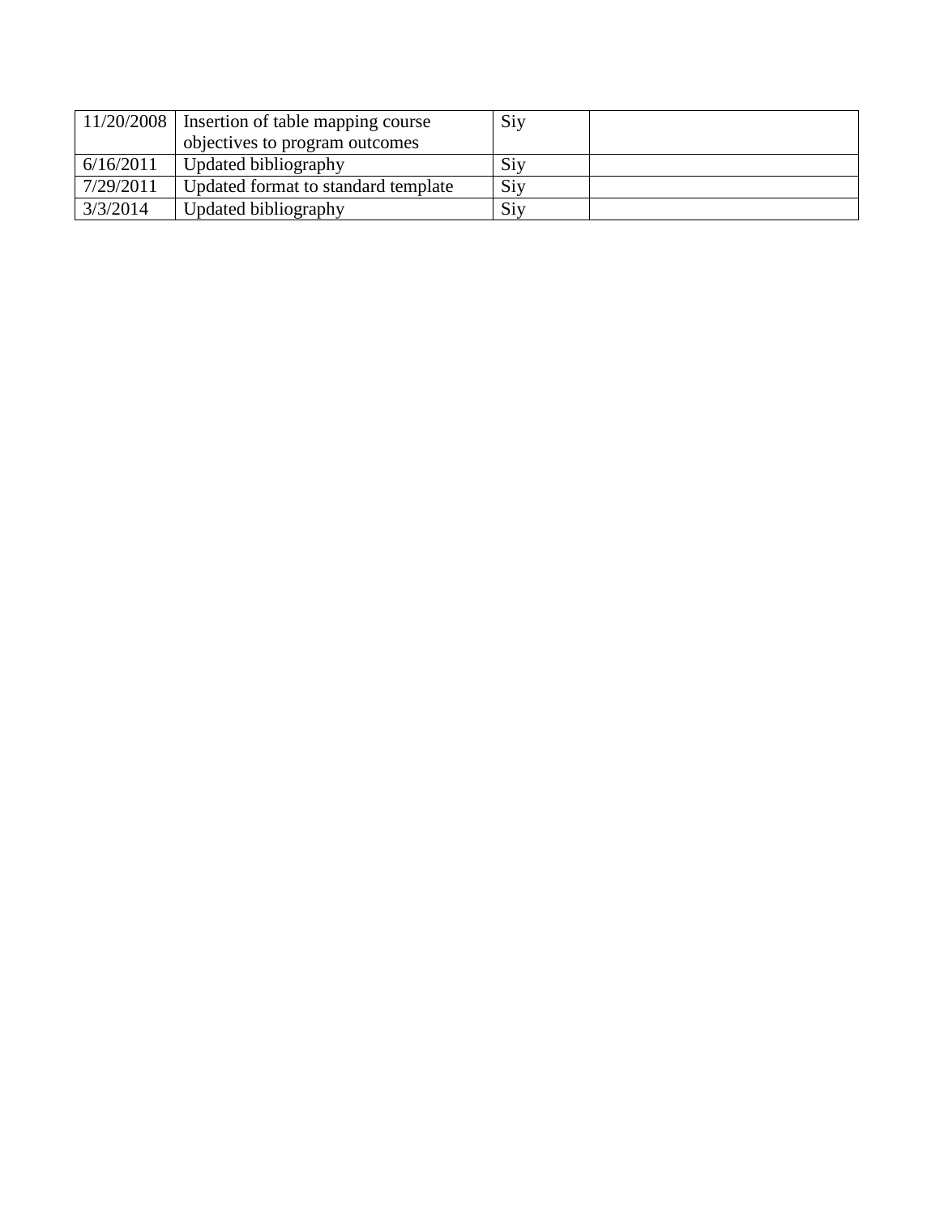| | | | |
|---|---|---|---|
| 11/20/2008 | Insertion of table mapping course objectives to program outcomes | Siy | |
| 6/16/2011 | Updated bibliography | Siy | |
| 7/29/2011 | Updated format to standard template | Siy | |
| 3/3/2014 | Updated bibliography | Siy | |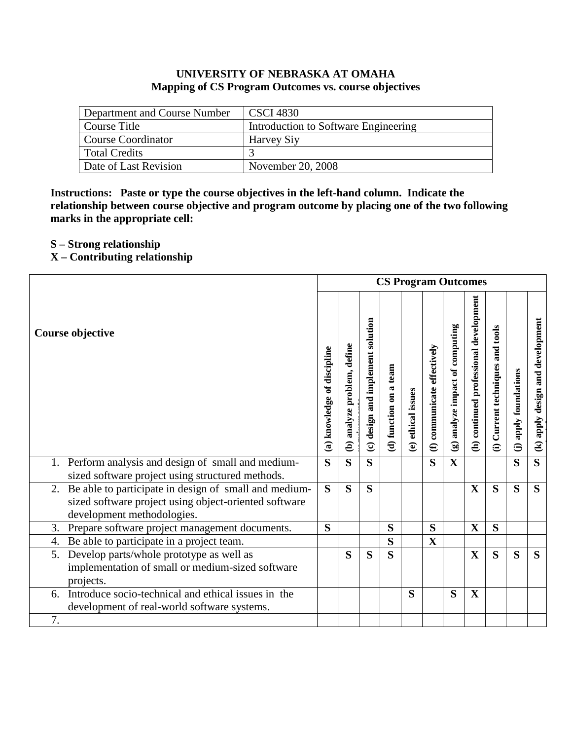**UNIVERSITY OF NEBRASKA AT OMAHA**
**Mapping of CS Program Outcomes vs. course objectives**

| | |
|---|---|
| Department and Course Number | CSCI 4830 |
| Course Title | Introduction to Software Engineering |
| Course Coordinator | Harvey Siy |
| Total Credits | 3 |
| Date of Last Revision | November 20, 2008 |

**Instructions: Paste or type the course objectives in the left-hand column. Indicate the relationship between course objective and program outcome by placing one of the two following marks in the appropriate cell:**

**S – Strong relationship**
**X – Contributing relationship**

| Course objective | CS Program Outcomes | | | | | | | | | | |
|---|---|---|---|---|---|---|---|---|---|---|---|
| | (a) knowledge of discipline | (b) analyze problem, define | (c) design and implement solution | (d) function on a team | (e) ethical issues | (f) communicate effectively | (g) analyze impact of computing | (h) continued professional development | (i) Current techniques and tools | (j) apply foundations | (k) apply design and development |
| 1. Perform analysis and design of small and medium-sized software project using structured methods. | S | S | S | | | S | X | | | S | S |
| 2. Be able to participate in design of small and medium-sized software project using object-oriented software development methodologies. | S | S | S | | | | | X | S | S | S |
| 3. Prepare software project management documents. | S | | | S | | S | | X | S | | |
| 4. Be able to participate in a project team. | | | | S | | X | | | | | |
| 5. Develop parts/whole prototype as well as implementation of small or medium-sized software projects. | | S | S | S | | | | X | S | S | S |
| 6. Introduce socio-technical and ethical issues in the development of real-world software systems. | | | | | S | | S | X | | | |
| 7. | | | | | | | | | | | |